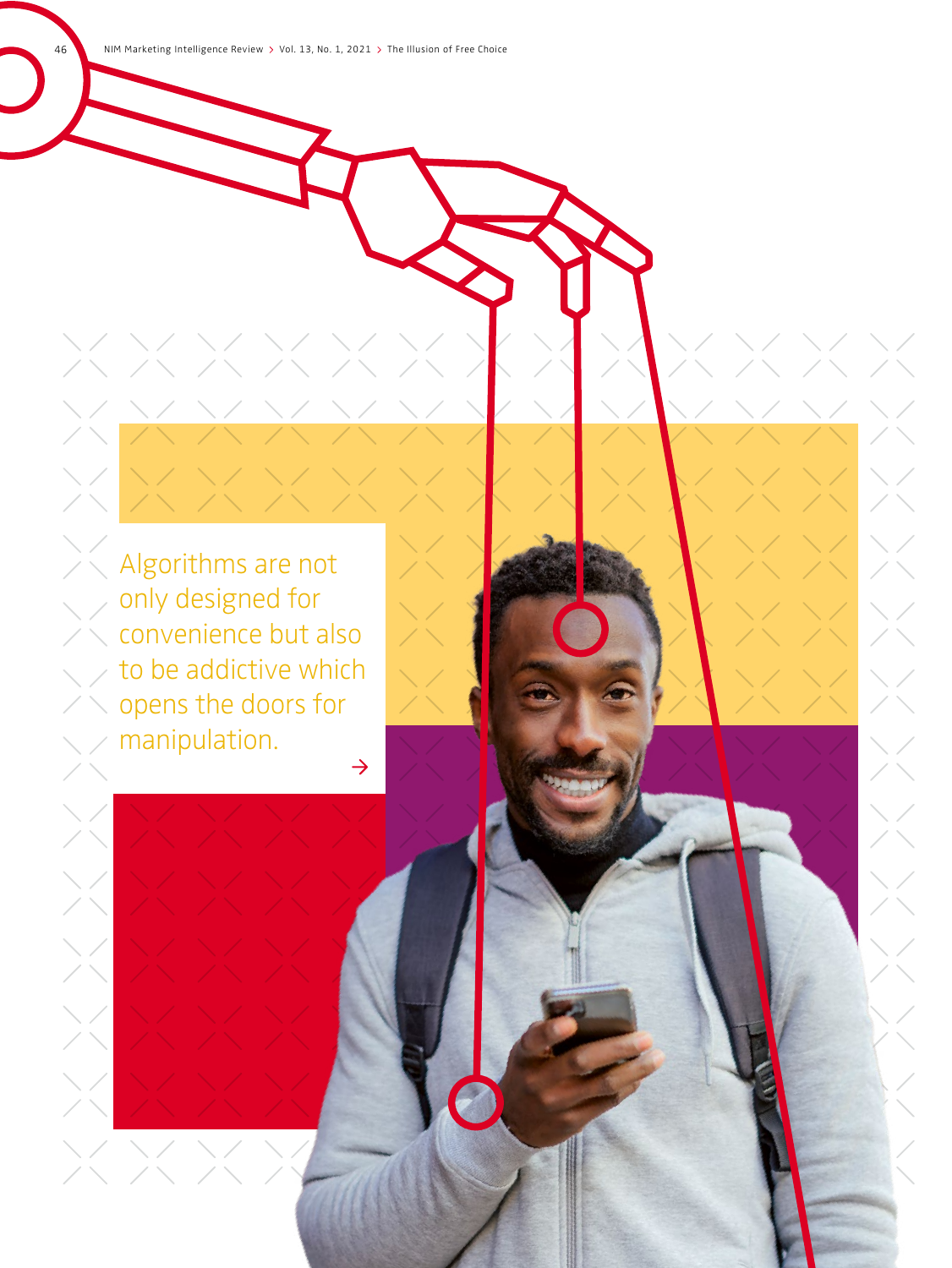Algorithms are not only designed for convenience but also to be addictive which opens the doors for manipulation.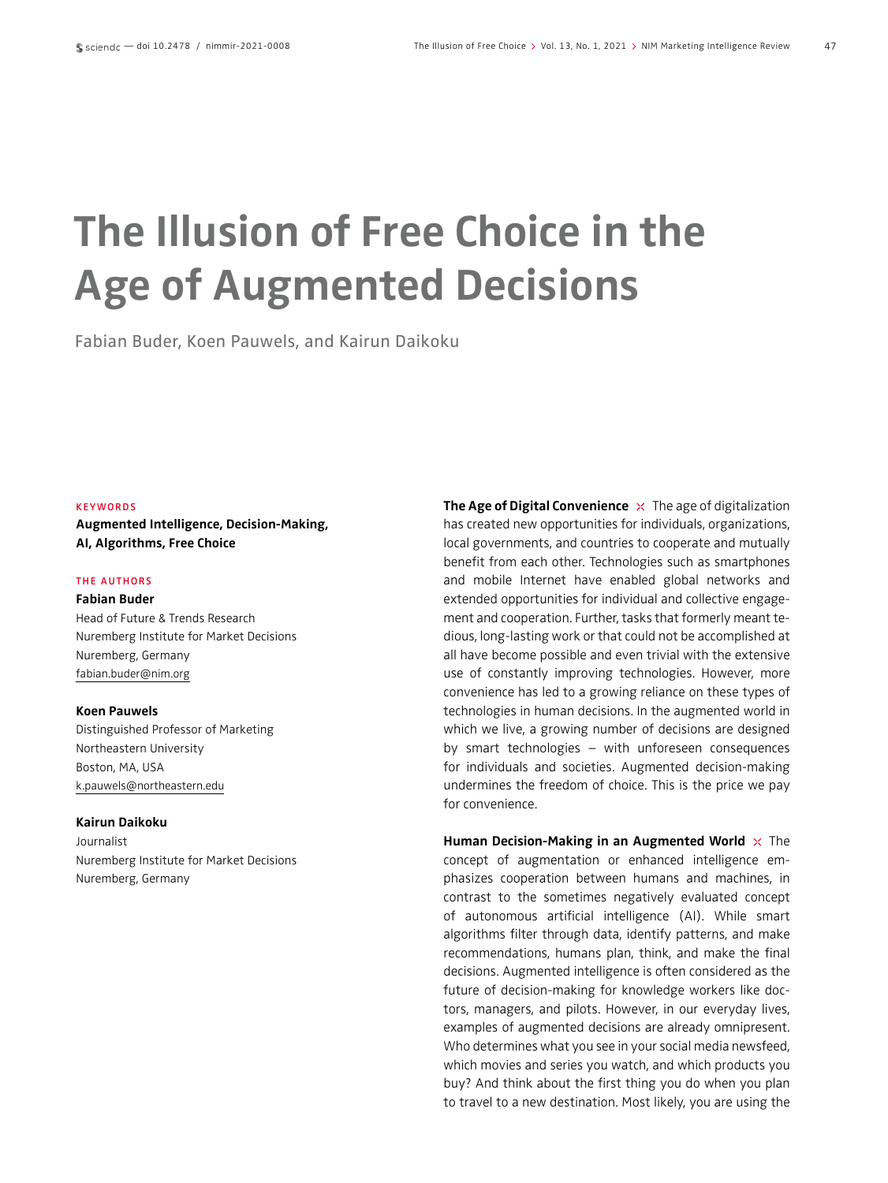# The Illusion of Free Choice in the Age of Augmented Decisions

Fabian Buder, Koen Pauwels, and Kairun Daikoku

**KEYWORDS**

**Augmented Intelligence, Decision-Making, AI, Algorithms, Free Choice**

**THE AUTHORS**

**Fabian Buder**
Head of Future & Trends Research
Nuremberg Institute for Market Decisions
Nuremberg, Germany
fabian.buder@nim.org

**Koen Pauwels**
Distinguished Professor of Marketing
Northeastern University
Boston, MA, USA
k.pauwels@northeastern.edu

**Kairun Daikoku**
Journalist
Nuremberg Institute for Market Decisions
Nuremberg, Germany

**The Age of Digital Convenience** The age of digitalization has created new opportunities for individuals, organizations, local governments, and countries to cooperate and mutually benefit from each other. Technologies such as smartphones and mobile Internet have enabled global networks and extended opportunities for individual and collective engagement and cooperation. Further, tasks that formerly meant tedious, long-lasting work or that could not be accomplished at all have become possible and even trivial with the extensive use of constantly improving technologies. However, more convenience has led to a growing reliance on these types of technologies in human decisions. In the augmented world in which we live, a growing number of decisions are designed by smart technologies – with unforeseen consequences for individuals and societies. Augmented decision-making undermines the freedom of choice. This is the price we pay for convenience.

**Human Decision-Making in an Augmented World** The concept of augmentation or enhanced intelligence emphasizes cooperation between humans and machines, in contrast to the sometimes negatively evaluated concept of autonomous artificial intelligence (AI). While smart algorithms filter through data, identify patterns, and make recommendations, humans plan, think, and make the final decisions. Augmented intelligence is often considered as the future of decision-making for knowledge workers like doctors, managers, and pilots. However, in our everyday lives, examples of augmented decisions are already omnipresent. Who determines what you see in your social media newsfeed, which movies and series you watch, and which products you buy? And think about the first thing you do when you plan to travel to a new destination. Most likely, you are using the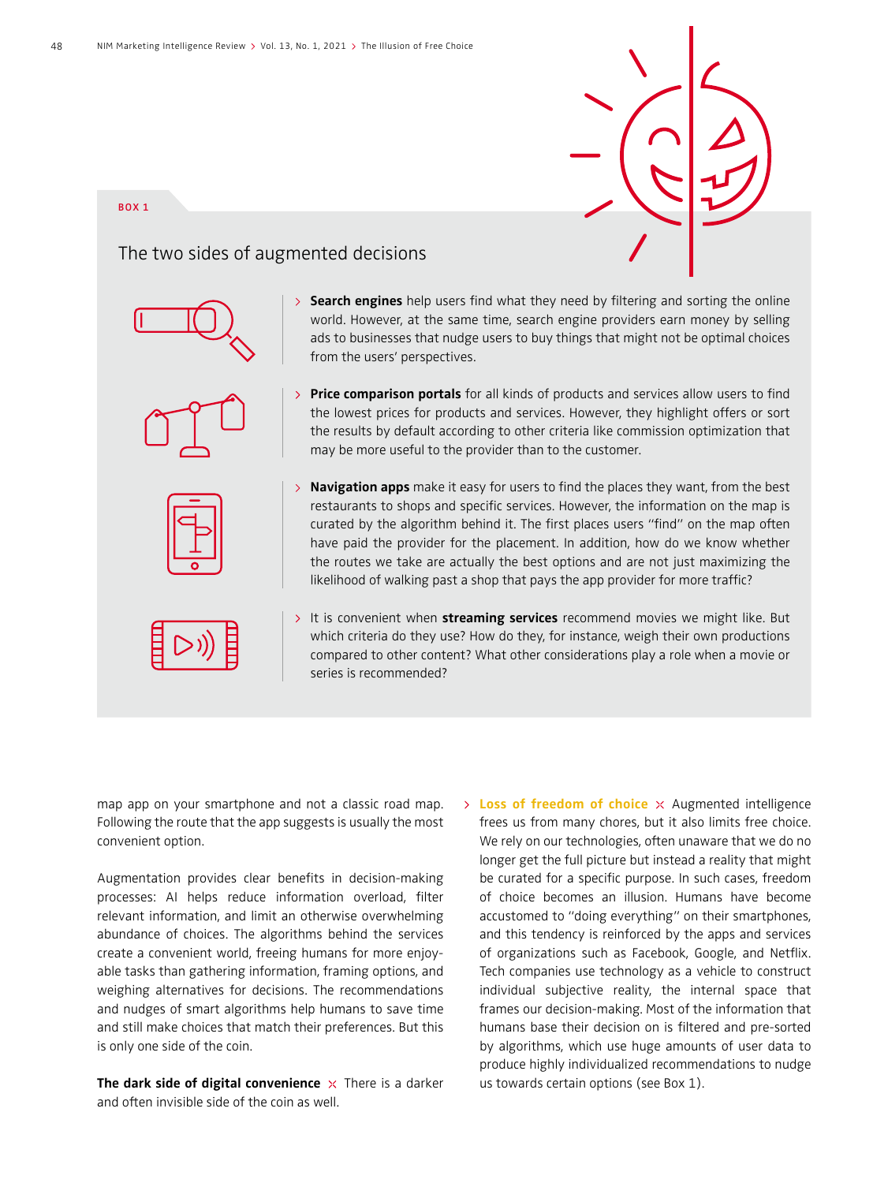BOX 1

## The two sides of augmented decisions

- **Search engines** help users find what they need by filtering and sorting the online world. However, at the same time, search engine providers earn money by selling ads to businesses that nudge users to buy things that might not be optimal choices from the users' perspectives.

- **Price comparison portals** for all kinds of products and services allow users to find the lowest prices for products and services. However, they highlight offers or sort the results by default according to other criteria like commission optimization that may be more useful to the provider than to the customer.

- **Navigation apps** make it easy for users to find the places they want, from the best restaurants to shops and specific services. However, the information on the map is curated by the algorithm behind it. The first places users "find" on the map often have paid the provider for the placement. In addition, how do we know whether the routes we take are actually the best options and are not just maximizing the likelihood of walking past a shop that pays the app provider for more traffic?

- It is convenient when **streaming services** recommend movies we might like. But which criteria do they use? How do they, for instance, weigh their own productions compared to other content? What other considerations play a role when a movie or series is recommended?

map app on your smartphone and not a classic road map. Following the route that the app suggests is usually the most convenient option.

Augmentation provides clear benefits in decision-making processes: AI helps reduce information overload, filter relevant information, and limit an otherwise overwhelming abundance of choices. The algorithms behind the services create a convenient world, freeing humans for more enjoyable tasks than gathering information, framing options, and weighing alternatives for decisions. The recommendations and nudges of smart algorithms help humans to save time and still make choices that match their preferences. But this is only one side of the coin.

**The dark side of digital convenience** × There is a darker and often invisible side of the coin as well.

- **Loss of freedom of choice** × Augmented intelligence frees us from many chores, but it also limits free choice. We rely on our technologies, often unaware that we do no longer get the full picture but instead a reality that might be curated for a specific purpose. In such cases, freedom of choice becomes an illusion. Humans have become accustomed to "doing everything" on their smartphones, and this tendency is reinforced by the apps and services of organizations such as Facebook, Google, and Netflix. Tech companies use technology as a vehicle to construct individual subjective reality, the internal space that frames our decision-making. Most of the information that humans base their decision on is filtered and pre-sorted by algorithms, which use huge amounts of user data to produce highly individualized recommendations to nudge us towards certain options (see Box 1).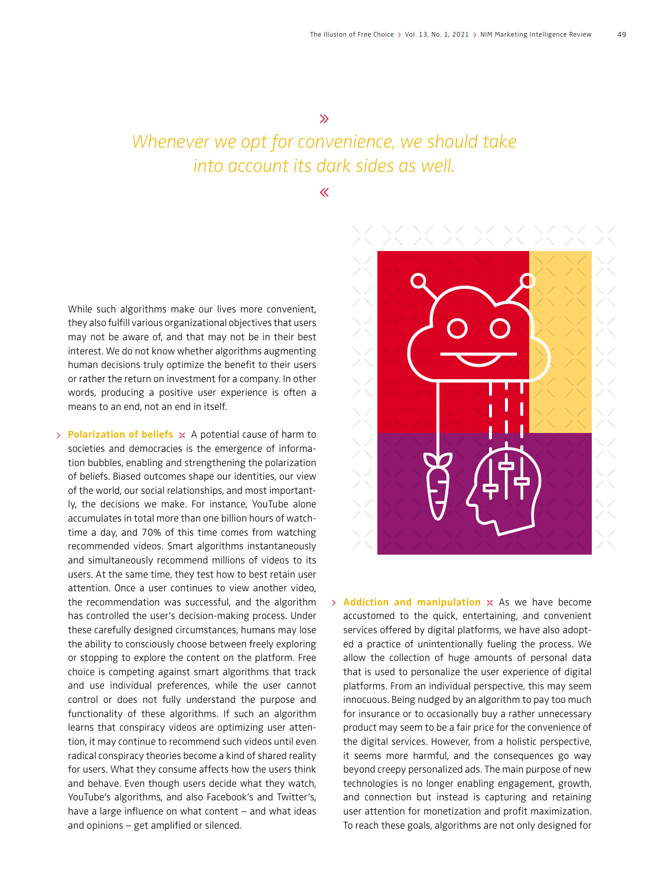> *Whenever we opt for convenience, we should take into account its dark sides as well.*

While such algorithms make our lives more convenient, they also fulfill various organizational objectives that users may not be aware of, and that may not be in their best interest. We do not know whether algorithms augmenting human decisions truly optimize the benefit to their users or rather the return on investment for a company. In other words, producing a positive user experience is often a means to an end, not an end in itself.

**Polarization of beliefs** A potential cause of harm to societies and democracies is the emergence of information bubbles, enabling and strengthening the polarization of beliefs. Biased outcomes shape our identities, our view of the world, our social relationships, and most importantly, the decisions we make. For instance, YouTube alone accumulates in total more than one billion hours of watch-time a day, and 70% of this time comes from watching recommended videos. Smart algorithms instantaneously and simultaneously recommend millions of videos to its users. At the same time, they test how to best retain user attention. Once a user continues to view another video, the recommendation was successful, and the algorithm has controlled the user's decision-making process. Under these carefully designed circumstances, humans may lose the ability to consciously choose between freely exploring or stopping to explore the content on the platform. Free choice is competing against smart algorithms that track and use individual preferences, while the user cannot control or does not fully understand the purpose and functionality of these algorithms. If such an algorithm learns that conspiracy videos are optimizing user attention, it may continue to recommend such videos until even radical conspiracy theories become a kind of shared reality for users. What they consume affects how the users think and behave. Even though users decide what they watch, YouTube's algorithms, and also Facebook's and Twitter's, have a large influence on what content – and what ideas and opinions – get amplified or silenced.

**Addiction and manipulation** As we have become accustomed to the quick, entertaining, and convenient services offered by digital platforms, we have also adopted a practice of unintentionally fueling the process. We allow the collection of huge amounts of personal data that is used to personalize the user experience of digital platforms. From an individual perspective, this may seem innocuous. Being nudged by an algorithm to pay too much for insurance or to occasionally buy a rather unnecessary product may seem to be a fair price for the convenience of the digital services. However, from a holistic perspective, it seems more harmful, and the consequences go way beyond creepy personalized ads. The main purpose of new technologies is no longer enabling engagement, growth, and connection but instead is capturing and retaining user attention for monetization and profit maximization. To reach these goals, algorithms are not only designed for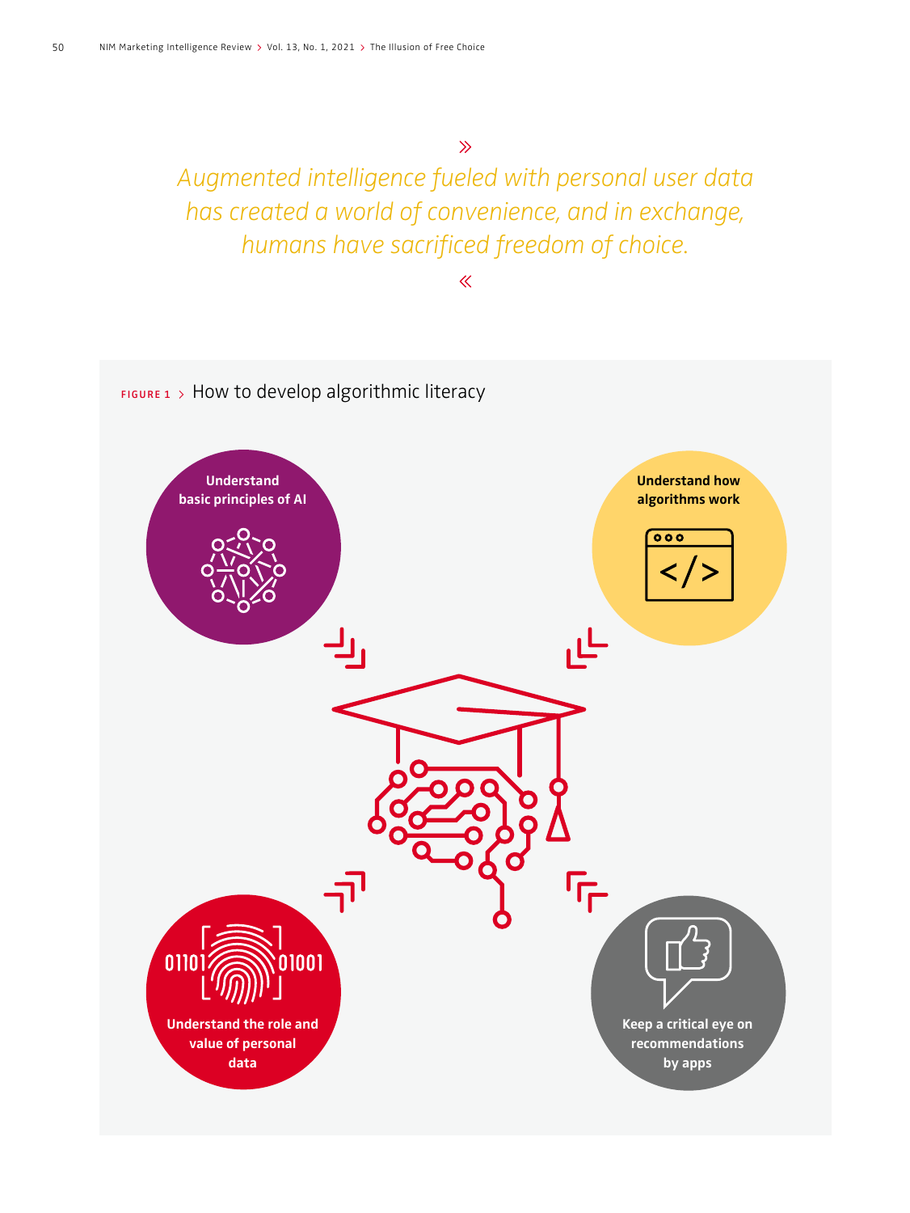»

*Augmented intelligence fueled with personal user data has created a world of convenience, and in exchange, humans have sacrificed freedom of choice.*

«

FIGURE 1 > How to develop algorithmic literacy

**Understand basic principles of AI**

**Understand how algorithms work**

**Understand the role and value of personal data**

**Keep a critical eye on recommendations by apps**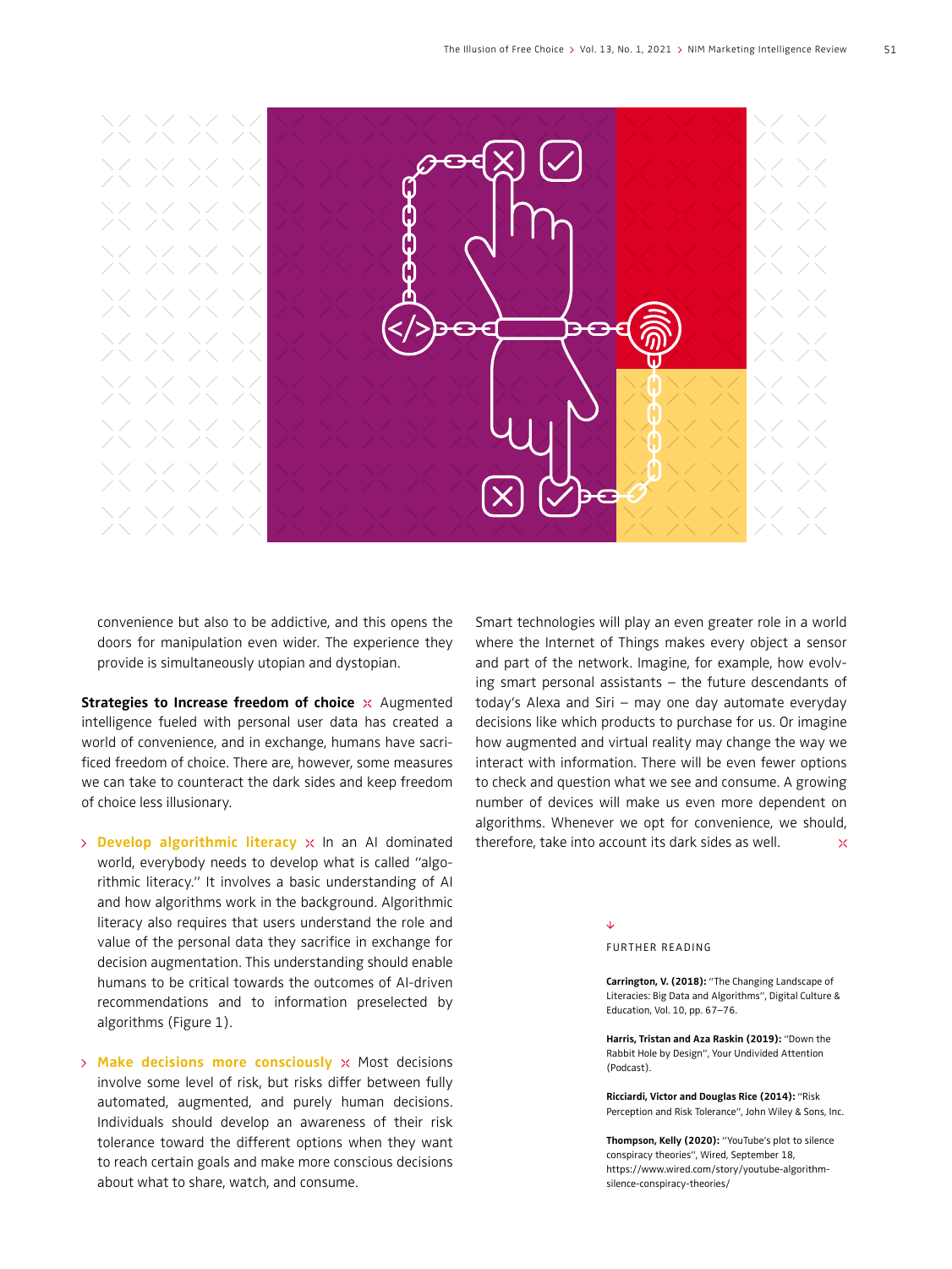convenience but also to be addictive, and this opens the doors for manipulation even wider. The experience they provide is simultaneously utopian and dystopian.

**Strategies to Increase freedom of choice** ⨯ Augmented intelligence fueled with personal user data has created a world of convenience, and in exchange, humans have sacrificed freedom of choice. There are, however, some measures we can take to counteract the dark sides and keep freedom of choice less illusionary.

- **Develop algorithmic literacy** ⨯ In an AI dominated world, everybody needs to develop what is called "algorithmic literacy." It involves a basic understanding of AI and how algorithms work in the background. Algorithmic literacy also requires that users understand the role and value of the personal data they sacrifice in exchange for decision augmentation. This understanding should enable humans to be critical towards the outcomes of AI-driven recommendations and to information preselected by algorithms (Figure 1).

- **Make decisions more consciously** ⨯ Most decisions involve some level of risk, but risks differ between fully automated, augmented, and purely human decisions. Individuals should develop an awareness of their risk tolerance toward the different options when they want to reach certain goals and make more conscious decisions about what to share, watch, and consume.

Smart technologies will play an even greater role in a world where the Internet of Things makes every object a sensor and part of the network. Imagine, for example, how evolving smart personal assistants – the future descendants of today's Alexa and Siri – may one day automate everyday decisions like which products to purchase for us. Or imagine how augmented and virtual reality may change the way we interact with information. There will be even fewer options to check and question what we see and consume. A growing number of devices will make us even more dependent on algorithms. Whenever we opt for convenience, we should, therefore, take into account its dark sides as well. ⨯

## FURTHER READING

**Carrington, V. (2018):** "The Changing Landscape of Literacies: Big Data and Algorithms", Digital Culture & Education, Vol. 10, pp. 67–76.

**Harris, Tristan and Aza Raskin (2019):** "Down the Rabbit Hole by Design", Your Undivided Attention (Podcast).

**Ricciardi, Victor and Douglas Rice (2014):** "Risk Perception and Risk Tolerance", John Wiley & Sons, Inc.

**Thompson, Kelly (2020):** "YouTube's plot to silence conspiracy theories", Wired, September 18, https://www.wired.com/story/youtube-algorithm-silence-conspiracy-theories/